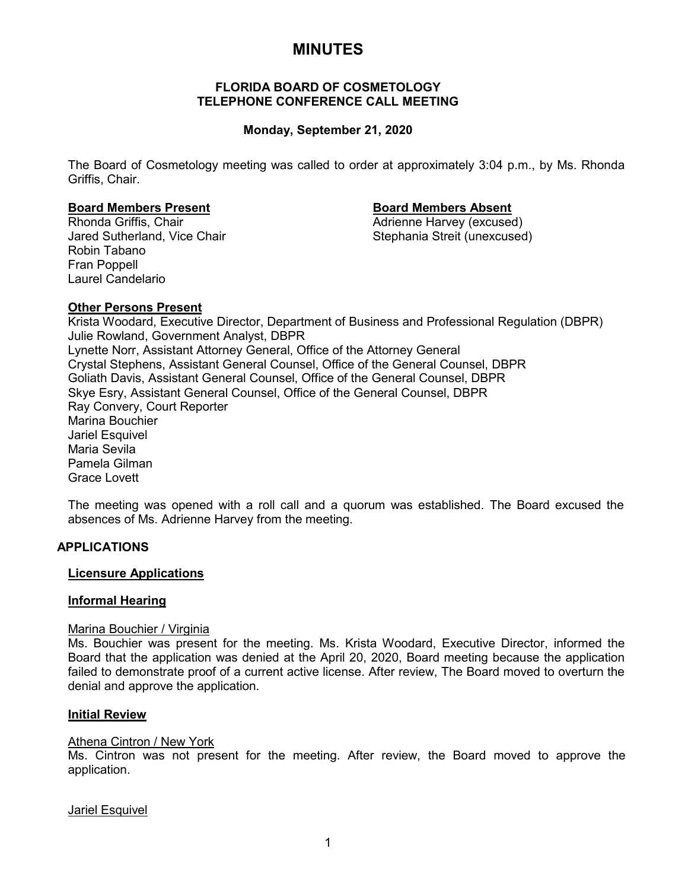# MINUTES

## FLORIDA BOARD OF COSMETOLOGY
## TELEPHONE CONFERENCE CALL MEETING

### Monday, September 21, 2020

The Board of Cosmetology meeting was called to order at approximately 3:04 p.m., by Ms. Rhonda Griffis, Chair.

**Board Members Present**

Rhonda Griffis, Chair
Jared Sutherland, Vice Chair
Robin Tabano
Fran Poppell
Laurel Candelario

**Board Members Absent**

Adrienne Harvey (excused)
Stephania Streit (unexcused)

**Other Persons Present**

Krista Woodard, Executive Director, Department of Business and Professional Regulation (DBPR)
Julie Rowland, Government Analyst, DBPR
Lynette Norr, Assistant Attorney General, Office of the Attorney General
Crystal Stephens, Assistant General Counsel, Office of the General Counsel, DBPR
Goliath Davis, Assistant General Counsel, Office of the General Counsel, DBPR
Skye Esry, Assistant General Counsel, Office of the General Counsel, DBPR
Ray Convery, Court Reporter
Marina Bouchier
Jariel Esquivel
Maria Sevila
Pamela Gilman
Grace Lovett

The meeting was opened with a roll call and a quorum was established. The Board excused the absences of Ms. Adrienne Harvey from the meeting.

## APPLICATIONS

### Licensure Applications

### Informal Hearing

Marina Bouchier / Virginia
Ms. Bouchier was present for the meeting. Ms. Krista Woodard, Executive Director, informed the Board that the application was denied at the April 20, 2020, Board meeting because the application failed to demonstrate proof of a current active license. After review, The Board moved to overturn the denial and approve the application.

### Initial Review

Athena Cintron / New York
Ms. Cintron was not present for the meeting. After review, the Board moved to approve the application.

Jariel Esquivel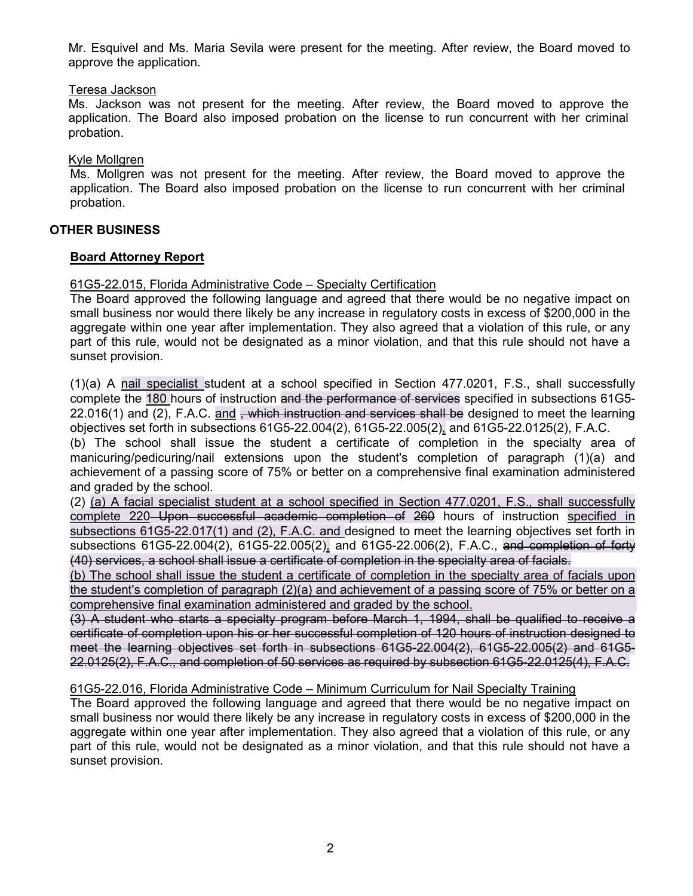Mr. Esquivel and Ms. Maria Sevila were present for the meeting. After review, the Board moved to approve the application.

<u>Teresa Jackson</u>
Ms. Jackson was not present for the meeting. After review, the Board moved to approve the application. The Board also imposed probation on the license to run concurrent with her criminal probation.

<u>Kyle Mollgren</u>
Ms. Mollgren was not present for the meeting. After review, the Board moved to approve the application. The Board also imposed probation on the license to run concurrent with her criminal probation.

## OTHER BUSINESS

### <u>Board Attorney Report</u>

<u>61G5-22.015, Florida Administrative Code – Specialty Certification</u>
The Board approved the following language and agreed that there would be no negative impact on small business nor would there likely be any increase in regulatory costs in excess of $200,000 in the aggregate within one year after implementation. They also agreed that a violation of this rule, or any part of this rule, would not be designated as a minor violation, and that this rule should not have a sunset provision.

(1)(a) A <u>nail specialist</u> student at a school specified in Section 477.0201, F.S., shall successfully complete the <u>180</u> hours of instruction ~~and the performance of services~~ specified in subsections 61G5-22.016(1) and (2), F.A.C. <u>and</u> ~~, which instruction and services shall be~~ designed to meet the learning objectives set forth in subsections 61G5-22.004(2), 61G5-22.005(2)<u>,</u> and 61G5-22.0125(2), F.A.C.
(b) The school shall issue the student a certificate of completion in the specialty area of manicuring/pedicuring/nail extensions upon the student's completion of paragraph (1)(a) and achievement of a passing score of 75% or better on a comprehensive final examination administered and graded by the school.
(2) <u>(a) A facial specialist student at a school specified in Section 477.0201, F.S., shall successfully complete 220</u> ~~Upon successful academic completion of 260~~ hours of instruction <u>specified in subsections 61G5-22.017(1) and (2), F.A.C. and</u> designed to meet the learning objectives set forth in subsections 61G5-22.004(2), 61G5-22.005(2)<u>,</u> and 61G5-22.006(2), F.A.C., ~~and completion of forty (40) services, a school shall issue a certificate of completion in the specialty area of facials.~~
<u>(b) The school shall issue the student a certificate of completion in the specialty area of facials upon the student's completion of paragraph (2)(a) and achievement of a passing score of 75% or better on a comprehensive final examination administered and graded by the school.</u>
~~(3) A student who starts a specialty program before March 1, 1994, shall be qualified to receive a certificate of completion upon his or her successful completion of 120 hours of instruction designed to meet the learning objectives set forth in subsections 61G5-22.004(2), 61G5-22.005(2) and 61G5-22.0125(2), F.A.C., and completion of 50 services as required by subsection 61G5-22.0125(4), F.A.C.~~

<u>61G5-22.016, Florida Administrative Code – Minimum Curriculum for Nail Specialty Training</u>
The Board approved the following language and agreed that there would be no negative impact on small business nor would there likely be any increase in regulatory costs in excess of $200,000 in the aggregate within one year after implementation. They also agreed that a violation of this rule, or any part of this rule, would not be designated as a minor violation, and that this rule should not have a sunset provision.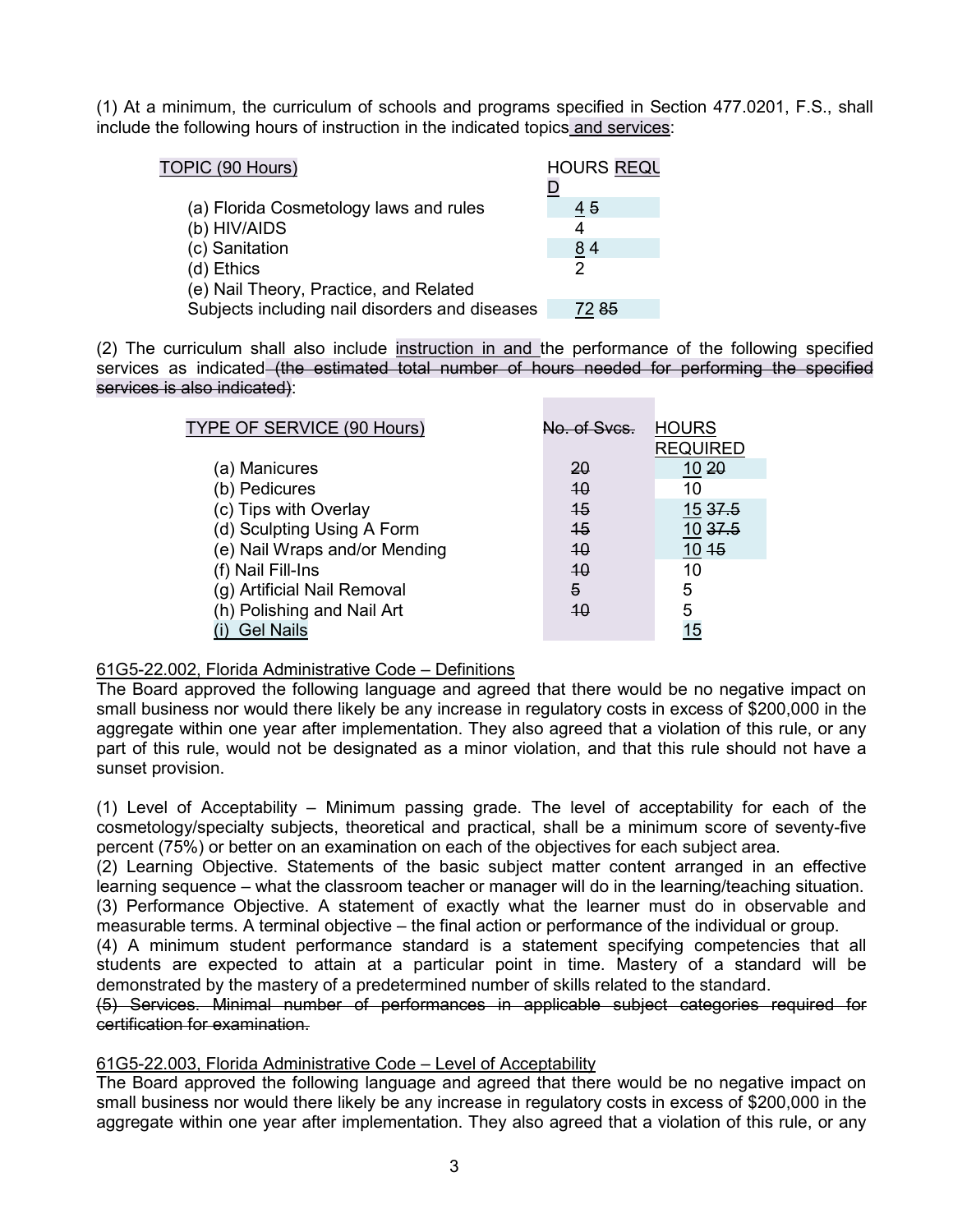(1) At a minimum, the curriculum of schools and programs specified in Section 477.0201, F.S., shall include the following hours of instruction in the indicated topics and services:

| TOPIC (90 Hours) | HOURS REQUD |
|---|---|
| (a) Florida Cosmetology laws and rules | 4 ~~5~~ |
| (b) HIV/AIDS | 4 |
| (c) Sanitation | 8 ~~4~~ |
| (d) Ethics | 2 |
| (e) Nail Theory, Practice, and Related Subjects including nail disorders and diseases | 72 ~~85~~ |

(2) The curriculum shall also include instruction in and the performance of the following specified services as indicated ~~(the estimated total number of hours needed for performing the specified services is also indicated)~~:

| TYPE OF SERVICE (90 Hours) | ~~No. of Svcs.~~ | HOURS REQUIRED |
|---|---|---|
| (a) Manicures | ~~20~~ | 10 ~~20~~ |
| (b) Pedicures | ~~10~~ | 10 |
| (c) Tips with Overlay | ~~15~~ | 15 ~~37.5~~ |
| (d) Sculpting Using A Form | ~~15~~ | 10 ~~37.5~~ |
| (e) Nail Wraps and/or Mending | ~~10~~ | 10 ~~15~~ |
| (f) Nail Fill-Ins | ~~10~~ | 10 |
| (g) Artificial Nail Removal | ~~5~~ | 5 |
| (h) Polishing and Nail Art | ~~10~~ | 5 |
| (i) Gel Nails | | 15 |

61G5-22.002, Florida Administrative Code – Definitions

The Board approved the following language and agreed that there would be no negative impact on small business nor would there likely be any increase in regulatory costs in excess of $200,000 in the aggregate within one year after implementation. They also agreed that a violation of this rule, or any part of this rule, would not be designated as a minor violation, and that this rule should not have a sunset provision.

(1) Level of Acceptability – Minimum passing grade. The level of acceptability for each of the cosmetology/specialty subjects, theoretical and practical, shall be a minimum score of seventy-five percent (75%) or better on an examination on each of the objectives for each subject area.

(2) Learning Objective. Statements of the basic subject matter content arranged in an effective learning sequence – what the classroom teacher or manager will do in the learning/teaching situation.

(3) Performance Objective. A statement of exactly what the learner must do in observable and measurable terms. A terminal objective – the final action or performance of the individual or group.

(4) A minimum student performance standard is a statement specifying competencies that all students are expected to attain at a particular point in time. Mastery of a standard will be demonstrated by the mastery of a predetermined number of skills related to the standard.

~~(5) Services. Minimal number of performances in applicable subject categories required for certification for examination.~~

61G5-22.003, Florida Administrative Code – Level of Acceptability

The Board approved the following language and agreed that there would be no negative impact on small business nor would there likely be any increase in regulatory costs in excess of $200,000 in the aggregate within one year after implementation. They also agreed that a violation of this rule, or any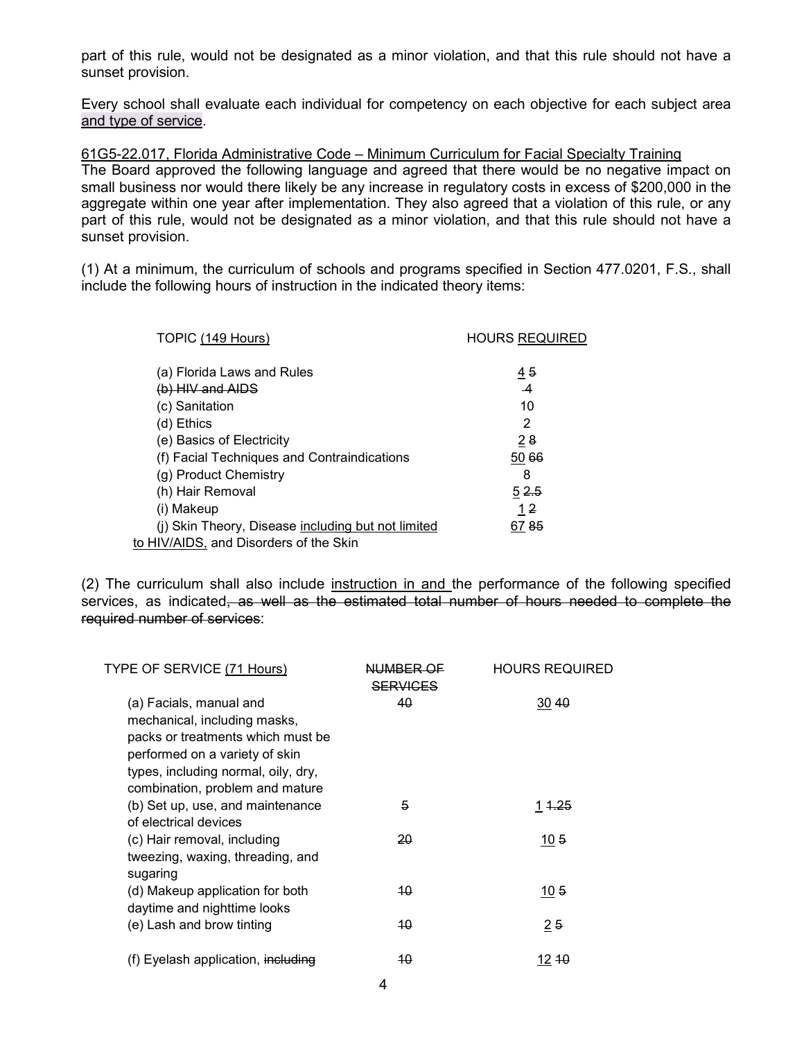part of this rule, would not be designated as a minor violation, and that this rule should not have a sunset provision.

Every school shall evaluate each individual for competency on each objective for each subject area <u>and type of service</u>.

<u>61G5-22.017, Florida Administrative Code – Minimum Curriculum for Facial Specialty Training</u>
The Board approved the following language and agreed that there would be no negative impact on small business nor would there likely be any increase in regulatory costs in excess of $200,000 in the aggregate within one year after implementation. They also agreed that a violation of this rule, or any part of this rule, would not be designated as a minor violation, and that this rule should not have a sunset provision.

(1) At a minimum, the curriculum of schools and programs specified in Section 477.0201, F.S., shall include the following hours of instruction in the indicated theory items:

| TOPIC <u>(149 Hours)</u> | HOURS <u>REQUIRED</u> |
|---|---|
| (a) Florida Laws and Rules | <u>4</u> ~~5~~ |
| ~~(b) HIV and AIDS~~ | ~~4~~ |
| (c) Sanitation | 10 |
| (d) Ethics | 2 |
| (e) Basics of Electricity | <u>2</u> ~~8~~ |
| (f) Facial Techniques and Contraindications | <u>50</u> ~~66~~ |
| (g) Product Chemistry | 8 |
| (h) Hair Removal | <u>5</u> ~~2.5~~ |
| (i) Makeup | <u>1</u> ~~2~~ |
| (j) Skin Theory, Disease <u>including but not limited to HIV/AIDS,</u> and Disorders of the Skin | <u>67</u> ~~85~~ |

(2) The curriculum shall also include <u>instruction in and</u> the performance of the following specified services, as indicated~~, as well as the estimated total number of hours needed to complete the required number of services~~:

| TYPE OF SERVICE <u>(71 Hours)</u> | ~~NUMBER OF SERVICES~~ | HOURS REQUIRED |
|---|---|---|
| (a) Facials, manual and mechanical, including masks, packs or treatments which must be performed on a variety of skin types, including normal, oily, dry, combination, problem and mature | ~~40~~ | <u>30</u> ~~40~~ |
| (b) Set up, use, and maintenance of electrical devices | ~~5~~ | <u>1</u> ~~1.25~~ |
| (c) Hair removal, including tweezing, waxing, threading, and sugaring | ~~20~~ | <u>10</u> ~~5~~ |
| (d) Makeup application for both daytime and nighttime looks | ~~10~~ | <u>10</u> ~~5~~ |
| (e) Lash and brow tinting | ~~10~~ | <u>2</u> ~~5~~ |
| (f) Eyelash application, ~~including~~ | ~~10~~ | <u>12</u> ~~10~~ |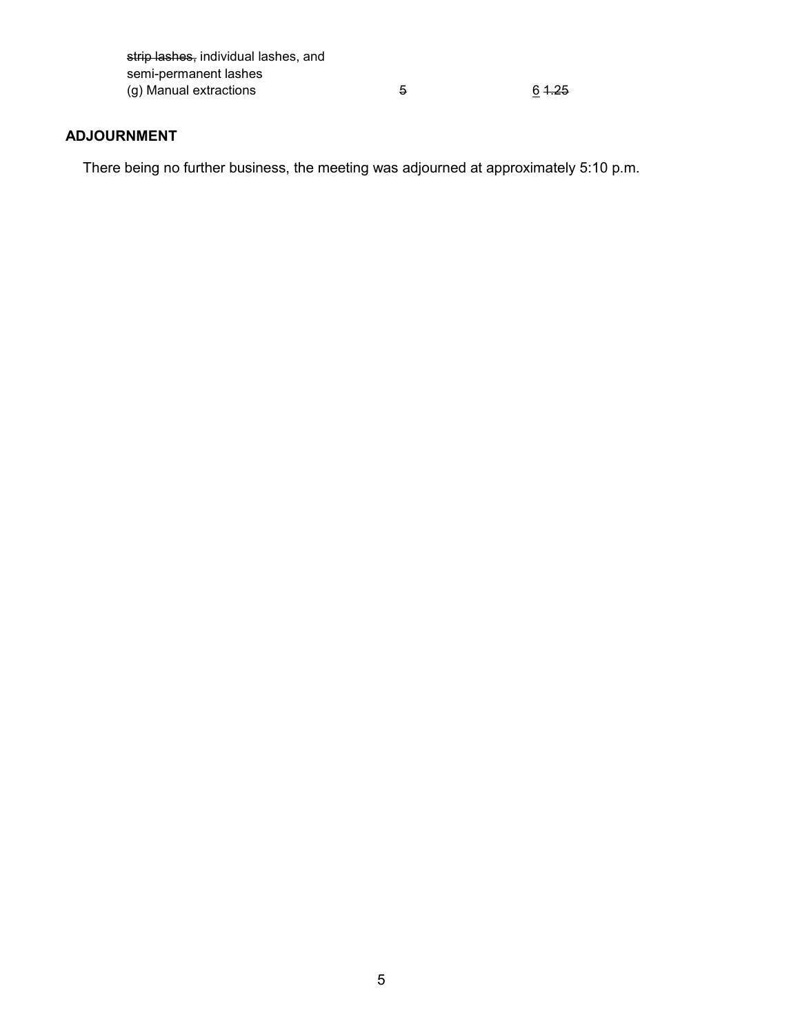| | | |
|---|---|---|
| ~~strip lashes,~~ individual lashes, and semi-permanent lashes | | |
| (g) Manual extractions | ~~5~~ | <u>6</u> ~~1.25~~ |

**ADJOURNMENT**

There being no further business, the meeting was adjourned at approximately 5:10 p.m.